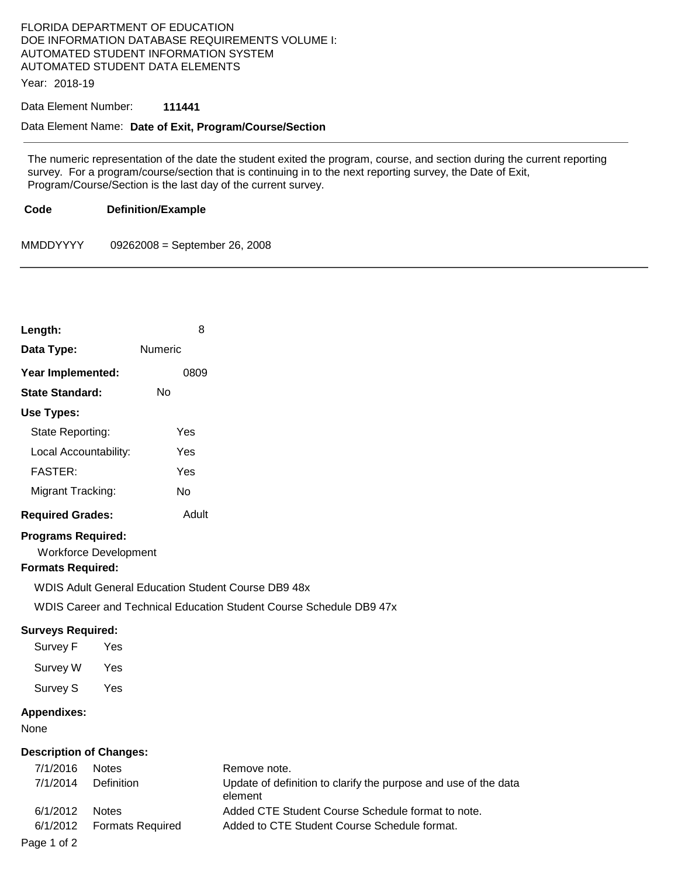FLORIDA DEPARTMENT OF EDUCATION
DOE INFORMATION DATABASE REQUIREMENTS VOLUME I:
AUTOMATED STUDENT INFORMATION SYSTEM
AUTOMATED STUDENT DATA ELEMENTS

Year: 2018-19

Data Element Number: **111441**

Data Element Name: **Date of Exit, Program/Course/Section**

---

The numeric representation of the date the student exited the program, course, and section during the current reporting survey. For a program/course/section that is continuing in to the next reporting survey, the Date of Exit, Program/Course/Section is the last day of the current survey.

| **Code** | **Definition/Example** |
|---|---|
| MMDDYYYY | 09262008 = September 26, 2008 |

---

**Length:** 8

**Data Type:** Numeric

**Year Implemented:** 0809

**State Standard:** No

**Use Types:**

- State Reporting: Yes
- Local Accountability: Yes
- FASTER: Yes
- Migrant Tracking: No

**Required Grades:** Adult

**Programs Required:**

Workforce Development

**Formats Required:**

WDIS Adult General Education Student Course DB9 48x

WDIS Career and Technical Education Student Course Schedule DB9 47x

**Surveys Required:**

- Survey F Yes
- Survey W Yes
- Survey S Yes

**Appendixes:**

None

**Description of Changes:**

| | | |
|---|---|---|
| 7/1/2016 | Notes | Remove note. |
| 7/1/2014 | Definition | Update of definition to clarify the purpose and use of the data element |
| 6/1/2012 | Notes | Added CTE Student Course Schedule format to note. |
| 6/1/2012 | Formats Required | Added to CTE Student Course Schedule format. |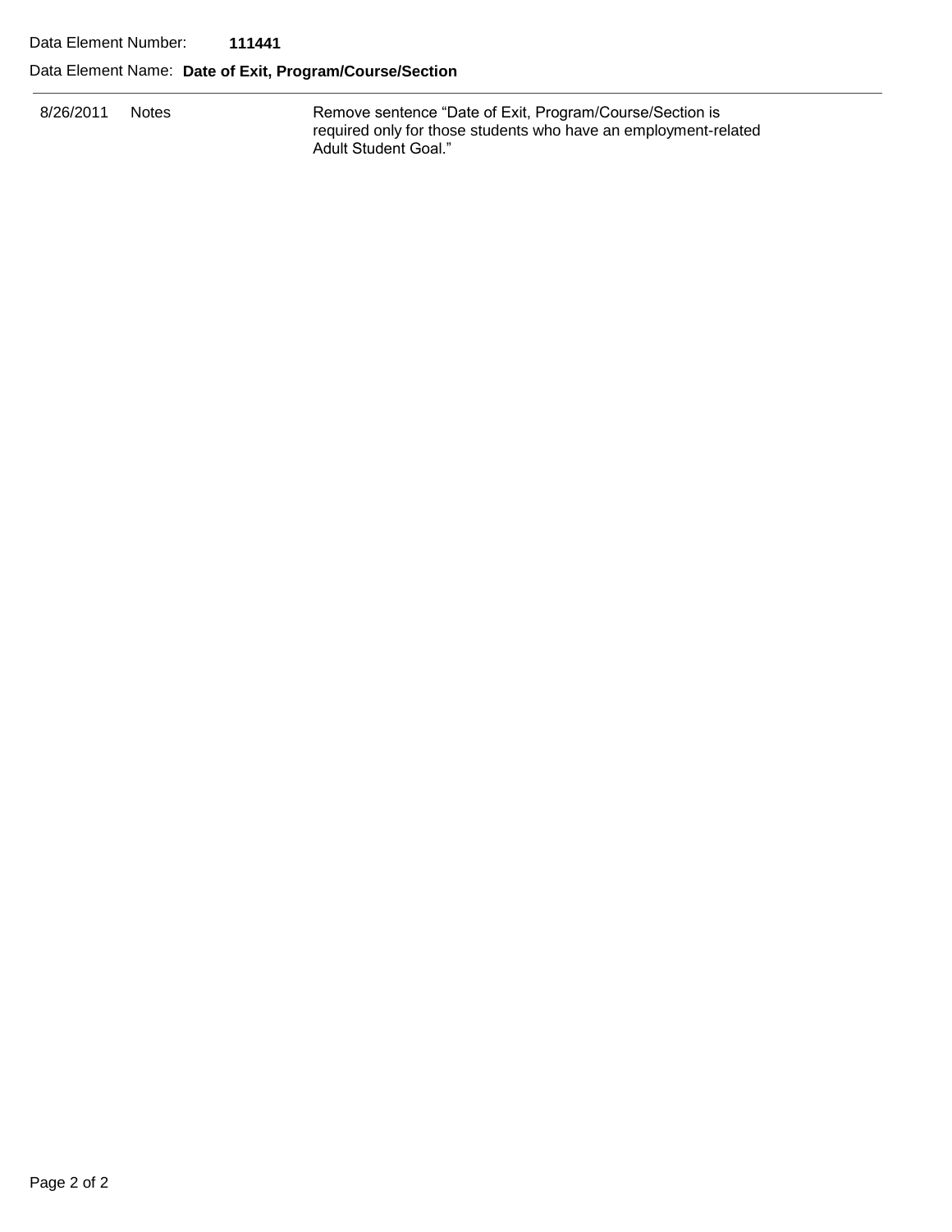Data Element Number: **111441**

Data Element Name: **Date of Exit, Program/Course/Section**

---

| | | |
|---|---|---|
| 8/26/2011 | Notes | Remove sentence "Date of Exit, Program/Course/Section is required only for those students who have an employment-related Adult Student Goal." |